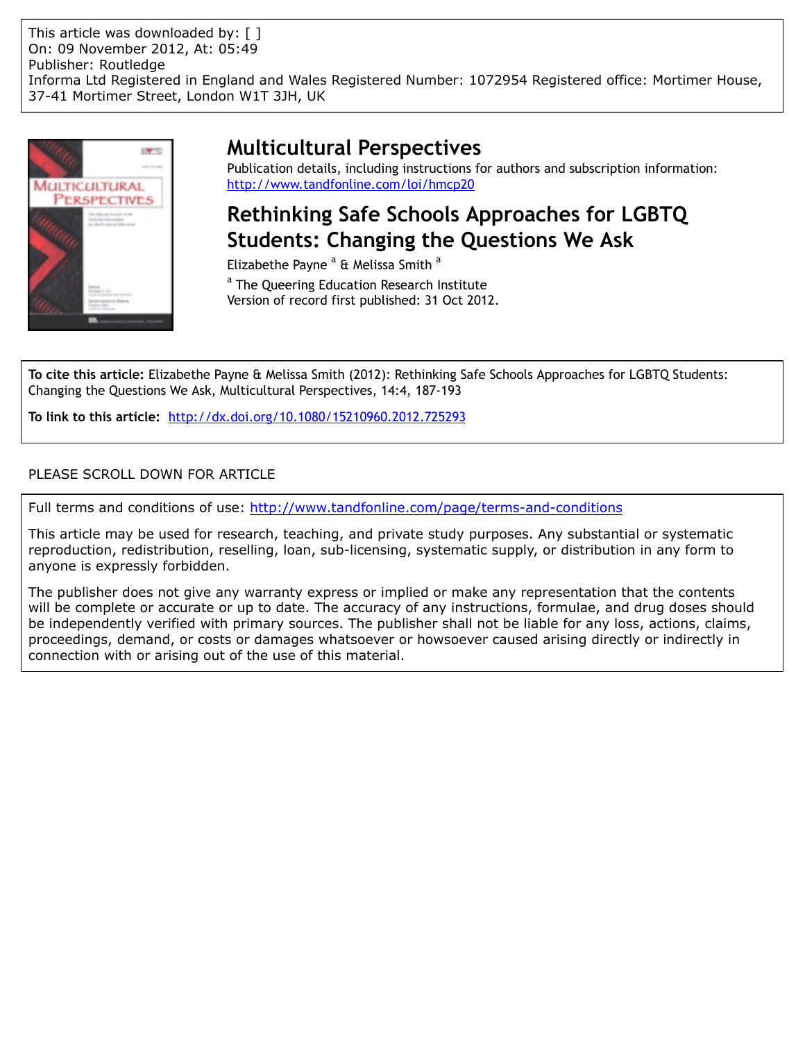This article was downloaded by: [ ]
On: 09 November 2012, At: 05:49
Publisher: Routledge
Informa Ltd Registered in England and Wales Registered Number: 1072954 Registered office: Mortimer House, 37-41 Mortimer Street, London W1T 3JH, UK

# Multicultural Perspectives

Publication details, including instructions for authors and subscription information:
http://www.tandfonline.com/loi/hmcp20

# Rethinking Safe Schools Approaches for LGBTQ Students: Changing the Questions We Ask

Elizabethe Payne [a] & Melissa Smith [a]

[a] The Queering Education Research Institute

Version of record first published: 31 Oct 2012.

**To cite this article:** Elizabethe Payne & Melissa Smith (2012): Rethinking Safe Schools Approaches for LGBTQ Students: Changing the Questions We Ask, Multicultural Perspectives, 14:4, 187-193

**To link to this article:** http://dx.doi.org/10.1080/15210960.2012.725293

PLEASE SCROLL DOWN FOR ARTICLE

Full terms and conditions of use: http://www.tandfonline.com/page/terms-and-conditions

This article may be used for research, teaching, and private study purposes. Any substantial or systematic reproduction, redistribution, reselling, loan, sub-licensing, systematic supply, or distribution in any form to anyone is expressly forbidden.

The publisher does not give any warranty express or implied or make any representation that the contents will be complete or accurate or up to date. The accuracy of any instructions, formulae, and drug doses should be independently verified with primary sources. The publisher shall not be liable for any loss, actions, claims, proceedings, demand, or costs or damages whatsoever or howsoever caused arising directly or indirectly in connection with or arising out of the use of this material.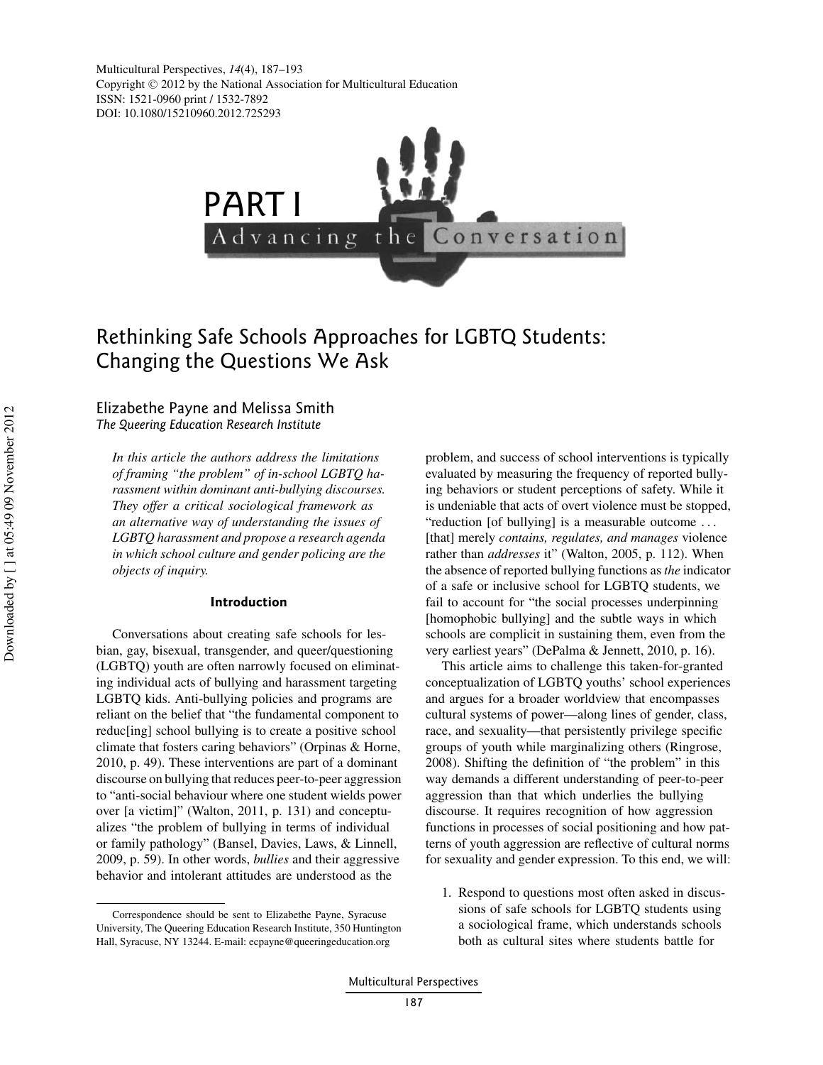# PART I

## Advancing the Conversation

# Rethinking Safe Schools Approaches for LGBTQ Students: Changing the Questions We Ask

**Elizabethe Payne and Melissa Smith**
*The Queering Education Research Institute*

*In this article the authors address the limitations of framing "the problem" of in-school LGBTQ harassment within dominant anti-bullying discourses. They offer a critical sociological framework as an alternative way of understanding the issues of LGBTQ harassment and propose a research agenda in which school culture and gender policing are the objects of inquiry.*

### Introduction

Conversations about creating safe schools for lesbian, gay, bisexual, transgender, and queer/questioning (LGBTQ) youth are often narrowly focused on eliminating individual acts of bullying and harassment targeting LGBTQ kids. Anti-bullying policies and programs are reliant on the belief that "the fundamental component to reduc[ing] school bullying is to create a positive school climate that fosters caring behaviors" (Orpinas & Horne, 2010, p. 49). These interventions are part of a dominant discourse on bullying that reduces peer-to-peer aggression to "anti-social behaviour where one student wields power over [a victim]" (Walton, 2011, p. 131) and conceptualizes "the problem of bullying in terms of individual or family pathology" (Bansel, Davies, Laws, & Linnell, 2009, p. 59). In other words, *bullies* and their aggressive behavior and intolerant attitudes are understood as the problem, and success of school interventions is typically evaluated by measuring the frequency of reported bullying behaviors or student perceptions of safety. While it is undeniable that acts of overt violence must be stopped, "reduction [of bullying] is a measurable outcome . . . [that] merely *contains, regulates, and manages* violence rather than *addresses* it" (Walton, 2005, p. 112). When the absence of reported bullying functions as *the* indicator of a safe or inclusive school for LGBTQ students, we fail to account for "the social processes underpinning [homophobic bullying] and the subtle ways in which schools are complicit in sustaining them, even from the very earliest years" (DePalma & Jennett, 2010, p. 16).

This article aims to challenge this taken-for-granted conceptualization of LGBTQ youths' school experiences and argues for a broader worldview that encompasses cultural systems of power—along lines of gender, class, race, and sexuality—that persistently privilege specific groups of youth while marginalizing others (Ringrose, 2008). Shifting the definition of "the problem" in this way demands a different understanding of peer-to-peer aggression than that which underlies the bullying discourse. It requires recognition of how aggression functions in processes of social positioning and how patterns of youth aggression are reflective of cultural norms for sexuality and gender expression. To this end, we will:

1. Respond to questions most often asked in discussions of safe schools for LGBTQ students using a sociological frame, which understands schools both as cultural sites where students battle for

---

Correspondence should be sent to Elizabethe Payne, Syracuse University, The Queering Education Research Institute, 350 Huntington Hall, Syracuse, NY 13244. E-mail: ecpayne@queeringeducation.org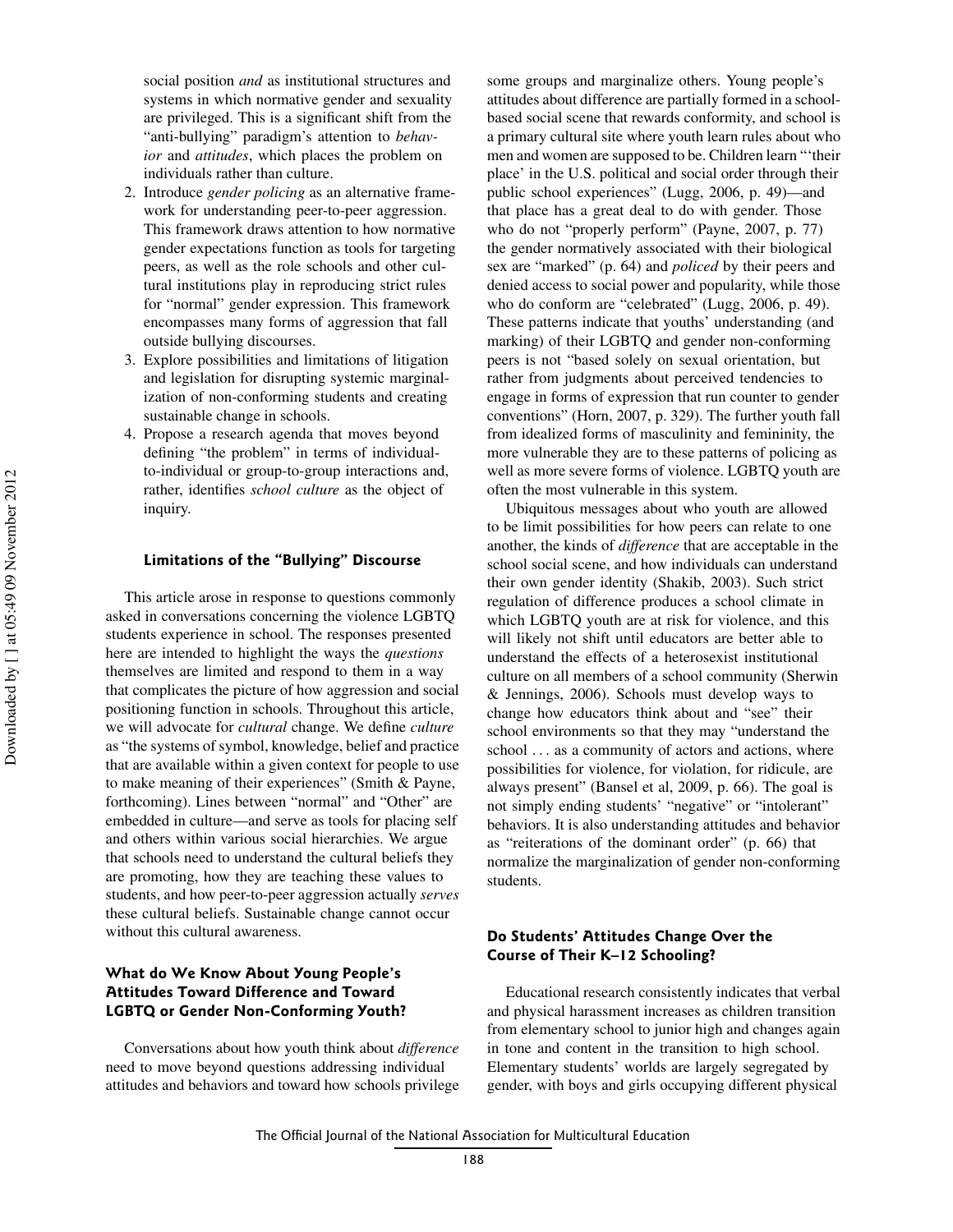social position *and* as institutional structures and systems in which normative gender and sexuality are privileged. This is a significant shift from the "anti-bullying" paradigm's attention to *behavior* and *attitudes*, which places the problem on individuals rather than culture.

2. Introduce *gender policing* as an alternative framework for understanding peer-to-peer aggression. This framework draws attention to how normative gender expectations function as tools for targeting peers, as well as the role schools and other cultural institutions play in reproducing strict rules for "normal" gender expression. This framework encompasses many forms of aggression that fall outside bullying discourses.
3. Explore possibilities and limitations of litigation and legislation for disrupting systemic marginalization of non-conforming students and creating sustainable change in schools.
4. Propose a research agenda that moves beyond defining "the problem" in terms of individual-to-individual or group-to-group interactions and, rather, identifies *school culture* as the object of inquiry.

### Limitations of the "Bullying" Discourse

This article arose in response to questions commonly asked in conversations concerning the violence LGBTQ students experience in school. The responses presented here are intended to highlight the ways the *questions* themselves are limited and respond to them in a way that complicates the picture of how aggression and social positioning function in schools. Throughout this article, we will advocate for *cultural* change. We define *culture* as "the systems of symbol, knowledge, belief and practice that are available within a given context for people to use to make meaning of their experiences" (Smith & Payne, forthcoming). Lines between "normal" and "Other" are embedded in culture—and serve as tools for placing self and others within various social hierarchies. We argue that schools need to understand the cultural beliefs they are promoting, how they are teaching these values to students, and how peer-to-peer aggression actually *serves* these cultural beliefs. Sustainable change cannot occur without this cultural awareness.

### What do We Know About Young People's Attitudes Toward Difference and Toward LGBTQ or Gender Non-Conforming Youth?

Conversations about how youth think about *difference* need to move beyond questions addressing individual attitudes and behaviors and toward how schools privilege some groups and marginalize others. Young people's attitudes about difference are partially formed in a school-based social scene that rewards conformity, and school is a primary cultural site where youth learn rules about who men and women are supposed to be. Children learn "'their place' in the U.S. political and social order through their public school experiences" (Lugg, 2006, p. 49)—and that place has a great deal to do with gender. Those who do not "properly perform" (Payne, 2007, p. 77) the gender normatively associated with their biological sex are "marked" (p. 64) and *policed* by their peers and denied access to social power and popularity, while those who do conform are "celebrated" (Lugg, 2006, p. 49). These patterns indicate that youths' understanding (and marking) of their LGBTQ and gender non-conforming peers is not "based solely on sexual orientation, but rather from judgments about perceived tendencies to engage in forms of expression that run counter to gender conventions" (Horn, 2007, p. 329). The further youth fall from idealized forms of masculinity and femininity, the more vulnerable they are to these patterns of policing as well as more severe forms of violence. LGBTQ youth are often the most vulnerable in this system.

Ubiquitous messages about who youth are allowed to be limit possibilities for how peers can relate to one another, the kinds of *difference* that are acceptable in the school social scene, and how individuals can understand their own gender identity (Shakib, 2003). Such strict regulation of difference produces a school climate in which LGBTQ youth are at risk for violence, and this will likely not shift until educators are better able to understand the effects of a heterosexist institutional culture on all members of a school community (Sherwin & Jennings, 2006). Schools must develop ways to change how educators think about and "see" their school environments so that they may "understand the school . . . as a community of actors and actions, where possibilities for violence, for violation, for ridicule, are always present" (Bansel et al, 2009, p. 66). The goal is not simply ending students' "negative" or "intolerant" behaviors. It is also understanding attitudes and behavior as "reiterations of the dominant order" (p. 66) that normalize the marginalization of gender non-conforming students.

### Do Students' Attitudes Change Over the Course of Their K–12 Schooling?

Educational research consistently indicates that verbal and physical harassment increases as children transition from elementary school to junior high and changes again in tone and content in the transition to high school. Elementary students' worlds are largely segregated by gender, with boys and girls occupying different physical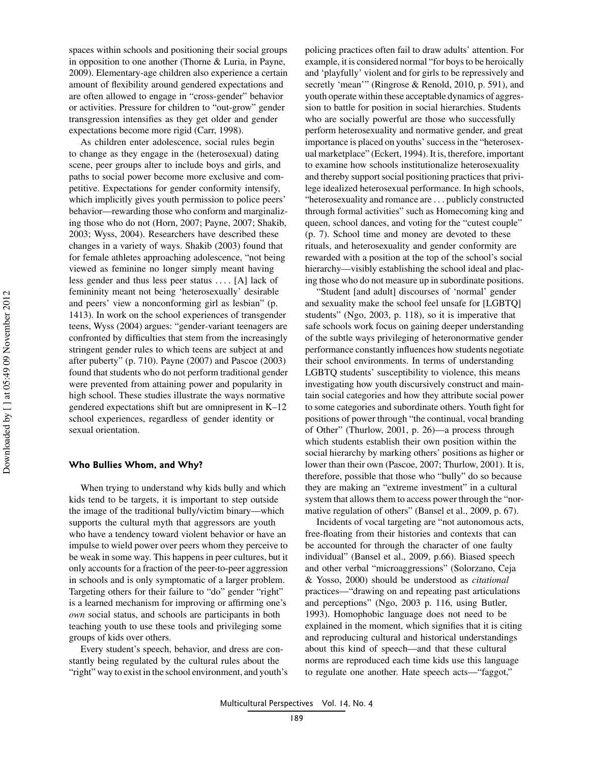spaces within schools and positioning their social groups in opposition to one another (Thorne & Luria, in Payne, 2009). Elementary-age children also experience a certain amount of flexibility around gendered expectations and are often allowed to engage in "cross-gender" behavior or activities. Pressure for children to "out-grow" gender transgression intensifies as they get older and gender expectations become more rigid (Carr, 1998).

As children enter adolescence, social rules begin to change as they engage in the (heterosexual) dating scene, peer groups alter to include boys and girls, and paths to social power become more exclusive and competitive. Expectations for gender conformity intensify, which implicitly gives youth permission to police peers' behavior—rewarding those who conform and marginalizing those who do not (Horn, 2007; Payne, 2007; Shakib, 2003; Wyss, 2004). Researchers have described these changes in a variety of ways. Shakib (2003) found that for female athletes approaching adolescence, "not being viewed as feminine no longer simply meant having less gender and thus less peer status . . . . [A] lack of femininity meant not being 'heterosexually' desirable and peers' view a nonconforming girl as lesbian" (p. 1413). In work on the school experiences of transgender teens, Wyss (2004) argues: "gender-variant teenagers are confronted by difficulties that stem from the increasingly stringent gender rules to which teens are subject at and after puberty" (p. 710). Payne (2007) and Pascoe (2003) found that students who do not perform traditional gender were prevented from attaining power and popularity in high school. These studies illustrate the ways normative gendered expectations shift but are omnipresent in K–12 school experiences, regardless of gender identity or sexual orientation.

### Who Bullies Whom, and Why?

When trying to understand why kids bully and which kids tend to be targets, it is important to step outside the image of the traditional bully/victim binary—which supports the cultural myth that aggressors are youth who have a tendency toward violent behavior or have an impulse to wield power over peers whom they perceive to be weak in some way. This happens in peer cultures, but it only accounts for a fraction of the peer-to-peer aggression in schools and is only symptomatic of a larger problem. Targeting others for their failure to "do" gender "right" is a learned mechanism for improving or affirming one's *own* social status, and schools are participants in both teaching youth to use these tools and privileging some groups of kids over others.

Every student's speech, behavior, and dress are constantly being regulated by the cultural rules about the "right" way to exist in the school environment, and youth's policing practices often fail to draw adults' attention. For example, it is considered normal "for boys to be heroically and 'playfully' violent and for girls to be repressively and secretly 'mean'" (Ringrose & Renold, 2010, p. 591), and youth operate within these acceptable dynamics of aggression to battle for position in social hierarchies. Students who are socially powerful are those who successfully perform heterosexuality and normative gender, and great importance is placed on youths' success in the "heterosexual marketplace" (Eckert, 1994). It is, therefore, important to examine how schools institutionalize heterosexuality and thereby support social positioning practices that privilege idealized heterosexual performance. In high schools, "heterosexuality and romance are . . . publicly constructed through formal activities" such as Homecoming king and queen, school dances, and voting for the "cutest couple" (p. 7). School time and money are devoted to these rituals, and heterosexuality and gender conformity are rewarded with a position at the top of the school's social hierarchy—visibly establishing the school ideal and placing those who do not measure up in subordinate positions.

"Student [and adult] discourses of 'normal' gender and sexuality make the school feel unsafe for [LGBTQ] students" (Ngo, 2003, p. 118), so it is imperative that safe schools work focus on gaining deeper understanding of the subtle ways privileging of heteronormative gender performance constantly influences how students negotiate their school environments. In terms of understanding LGBTQ students' susceptibility to violence, this means investigating how youth discursively construct and maintain social categories and how they attribute social power to some categories and subordinate others. Youth fight for positions of power through "the continual, vocal branding of Other" (Thurlow, 2001, p. 26)—a process through which students establish their own position within the social hierarchy by marking others' positions as higher or lower than their own (Pascoe, 2007; Thurlow, 2001). It is, therefore, possible that those who "bully" do so because they are making an "extreme investment" in a cultural system that allows them to access power through the "normative regulation of others" (Bansel et al., 2009, p. 67).

Incidents of vocal targeting are "not autonomous acts, free-floating from their histories and contexts that can be accounted for through the character of one faulty individual" (Bansel et al., 2009, p.66). Biased speech and other verbal "microaggressions" (Solorzano, Ceja & Yosso, 2000) should be understood as *citational* practices—"drawing on and repeating past articulations and perceptions" (Ngo, 2003 p. 116, using Butler, 1993). Homophobic language does not need to be explained in the moment, which signifies that it is citing and reproducing cultural and historical understandings about this kind of speech—and that these cultural norms are reproduced each time kids use this language to regulate one another. Hate speech acts—"faggot,"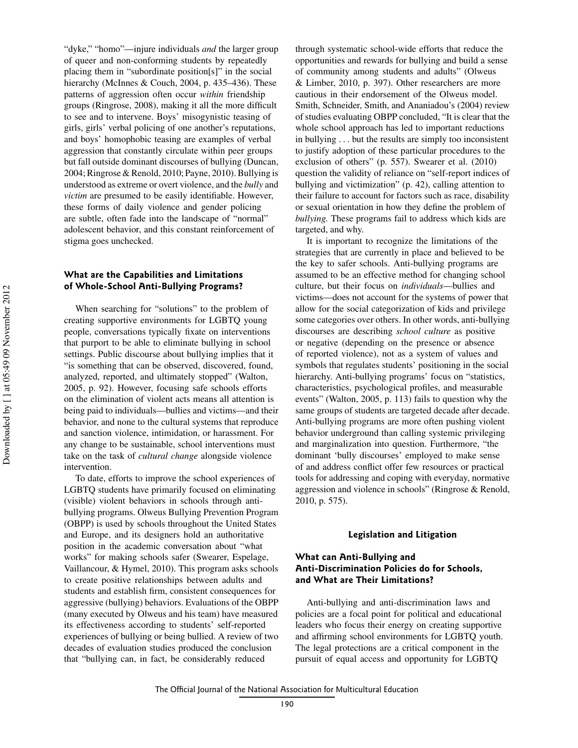"dyke," "homo"—injure individuals *and* the larger group of queer and non-conforming students by repeatedly placing them in "subordinate position[s]" in the social hierarchy (McInnes & Couch, 2004, p. 435–436). These patterns of aggression often occur *within* friendship groups (Ringrose, 2008), making it all the more difficult to see and to intervene. Boys' misogynistic teasing of girls, girls' verbal policing of one another's reputations, and boys' homophobic teasing are examples of verbal aggression that constantly circulate within peer groups but fall outside dominant discourses of bullying (Duncan, 2004; Ringrose & Renold, 2010; Payne, 2010). Bullying is understood as extreme or overt violence, and the *bully* and *victim* are presumed to be easily identifiable. However, these forms of daily violence and gender policing are subtle, often fade into the landscape of "normal" adolescent behavior, and this constant reinforcement of stigma goes unchecked.

### What are the Capabilities and Limitations of Whole-School Anti-Bullying Programs?

When searching for "solutions" to the problem of creating supportive environments for LGBTQ young people, conversations typically fixate on interventions that purport to be able to eliminate bullying in school settings. Public discourse about bullying implies that it "is something that can be observed, discovered, found, analyzed, reported, and ultimately stopped" (Walton, 2005, p. 92). However, focusing safe schools efforts on the elimination of violent acts means all attention is being paid to individuals—bullies and victims—and their behavior, and none to the cultural systems that reproduce and sanction violence, intimidation, or harassment. For any change to be sustainable, school interventions must take on the task of *cultural change* alongside violence intervention.

To date, efforts to improve the school experiences of LGBTQ students have primarily focused on eliminating (visible) violent behaviors in schools through anti-bullying programs. Olweus Bullying Prevention Program (OBPP) is used by schools throughout the United States and Europe, and its designers hold an authoritative position in the academic conversation about "what works" for making schools safer (Swearer, Espelage, Vaillancour, & Hymel, 2010). This program asks schools to create positive relationships between adults and students and establish firm, consistent consequences for aggressive (bullying) behaviors. Evaluations of the OBPP (many executed by Olweus and his team) have measured its effectiveness according to students' self-reported experiences of bullying or being bullied. A review of two decades of evaluation studies produced the conclusion that "bullying can, in fact, be considerably reduced through systematic school-wide efforts that reduce the opportunities and rewards for bullying and build a sense of community among students and adults" (Olweus & Limber, 2010, p. 397). Other researchers are more cautious in their endorsement of the Olweus model. Smith, Schneider, Smith, and Ananiadou's (2004) review of studies evaluating OBPP concluded, "It is clear that the whole school approach has led to important reductions in bullying . . . but the results are simply too inconsistent to justify adoption of these particular procedures to the exclusion of others" (p. 557). Swearer et al. (2010) question the validity of reliance on "self-report indices of bullying and victimization" (p. 42), calling attention to their failure to account for factors such as race, disability or sexual orientation in how they define the problem of *bullying.* These programs fail to address which kids are targeted, and why.

It is important to recognize the limitations of the strategies that are currently in place and believed to be the key to safer schools. Anti-bullying programs are assumed to be an effective method for changing school culture, but their focus on *individuals*—bullies and victims—does not account for the systems of power that allow for the social categorization of kids and privilege some categories over others. In other words, anti-bullying discourses are describing *school culture* as positive or negative (depending on the presence or absence of reported violence), not as a system of values and symbols that regulates students' positioning in the social hierarchy. Anti-bullying programs' focus on "statistics, characteristics, psychological profiles, and measurable events" (Walton, 2005, p. 113) fails to question why the same groups of students are targeted decade after decade. Anti-bullying programs are more often pushing violent behavior underground than calling systemic privileging and marginalization into question. Furthermore, "the dominant 'bully discourses' employed to make sense of and address conflict offer few resources or practical tools for addressing and coping with everyday, normative aggression and violence in schools" (Ringrose & Renold, 2010, p. 575).

## Legislation and Litigation

### What can Anti-Bullying and Anti-Discrimination Policies do for Schools, and What are Their Limitations?

Anti-bullying and anti-discrimination laws and policies are a focal point for political and educational leaders who focus their energy on creating supportive and affirming school environments for LGBTQ youth. The legal protections are a critical component in the pursuit of equal access and opportunity for LGBTQ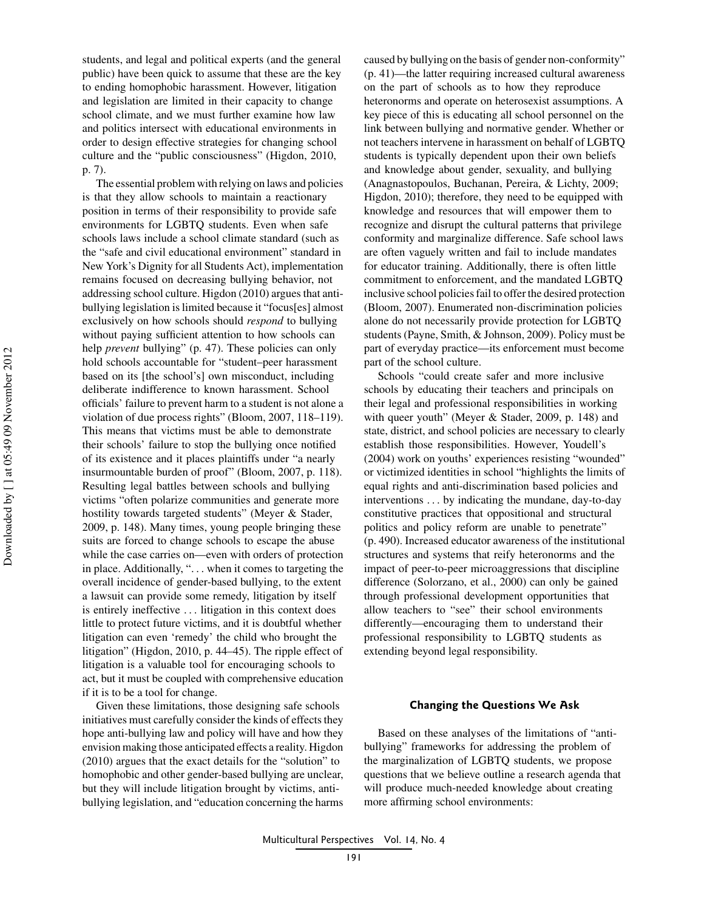students, and legal and political experts (and the general public) have been quick to assume that these are the key to ending homophobic harassment. However, litigation and legislation are limited in their capacity to change school climate, and we must further examine how law and politics intersect with educational environments in order to design effective strategies for changing school culture and the "public consciousness" (Higdon, 2010, p. 7).

The essential problem with relying on laws and policies is that they allow schools to maintain a reactionary position in terms of their responsibility to provide safe environments for LGBTQ students. Even when safe schools laws include a school climate standard (such as the "safe and civil educational environment" standard in New York's Dignity for all Students Act), implementation remains focused on decreasing bullying behavior, not addressing school culture. Higdon (2010) argues that anti-bullying legislation is limited because it "focus[es] almost exclusively on how schools should *respond* to bullying without paying sufficient attention to how schools can help *prevent* bullying" (p. 47). These policies can only hold schools accountable for "student–peer harassment based on its [the school's] own misconduct, including deliberate indifference to known harassment. School officials' failure to prevent harm to a student is not alone a violation of due process rights" (Bloom, 2007, 118–119). This means that victims must be able to demonstrate their schools' failure to stop the bullying once notified of its existence and it places plaintiffs under "a nearly insurmountable burden of proof" (Bloom, 2007, p. 118). Resulting legal battles between schools and bullying victims "often polarize communities and generate more hostility towards targeted students" (Meyer & Stader, 2009, p. 148). Many times, young people bringing these suits are forced to change schools to escape the abuse while the case carries on—even with orders of protection in place. Additionally, ". . . when it comes to targeting the overall incidence of gender-based bullying, to the extent a lawsuit can provide some remedy, litigation by itself is entirely ineffective . . . litigation in this context does little to protect future victims, and it is doubtful whether litigation can even 'remedy' the child who brought the litigation" (Higdon, p. 44–45). The ripple effect of litigation is a valuable tool for encouraging schools to act, but it must be coupled with comprehensive education if it is to be a tool for change.

Given these limitations, those designing safe schools initiatives must carefully consider the kinds of effects they hope anti-bullying law and policy will have and how they envision making those anticipated effects a reality. Higdon (2010) argues that the exact details for the "solution" to homophobic and other gender-based bullying are unclear, but they will include litigation brought by victims, anti-bullying legislation, and "education concerning the harms caused by bullying on the basis of gender non-conformity" (p. 41)—the latter requiring increased cultural awareness on the part of schools as to how they reproduce heteronorms and operate on heterosexist assumptions. A key piece of this is educating all school personnel on the link between bullying and normative gender. Whether or not teachers intervene in harassment on behalf of LGBTQ students is typically dependent upon their own beliefs and knowledge about gender, sexuality, and bullying (Anagnastopoulos, Buchanan, Pereira, & Lichty, 2009; Higdon, 2010); therefore, they need to be equipped with knowledge and resources that will empower them to recognize and disrupt the cultural patterns that privilege conformity and marginalize difference. Safe school laws are often vaguely written and fail to include mandates for educator training. Additionally, there is often little commitment to enforcement, and the mandated LGBTQ inclusive school policies fail to offer the desired protection (Bloom, 2007). Enumerated non-discrimination policies alone do not necessarily provide protection for LGBTQ students (Payne, Smith, & Johnson, 2009). Policy must be part of everyday practice—its enforcement must become part of the school culture.

Schools "could create safer and more inclusive schools by educating their teachers and principals on their legal and professional responsibilities in working with queer youth" (Meyer & Stader, 2009, p. 148) and state, district, and school policies are necessary to clearly establish those responsibilities. However, Youdell's (2004) work on youths' experiences resisting "wounded" or victimized identities in school "highlights the limits of equal rights and anti-discrimination based policies and interventions . . . by indicating the mundane, day-to-day constitutive practices that oppositional and structural politics and policy reform are unable to penetrate" (p. 490). Increased educator awareness of the institutional structures and systems that reify heteronorms and the impact of peer-to-peer microaggressions that discipline difference (Solorzano, et al., 2000) can only be gained through professional development opportunities that allow teachers to "see" their school environments differently—encouraging them to understand their professional responsibility to LGBTQ students as extending beyond legal responsibility.

## Changing the Questions We Ask

Based on these analyses of the limitations of "anti-bullying" frameworks for addressing the problem of the marginalization of LGBTQ students, we propose questions that we believe outline a research agenda that will produce much-needed knowledge about creating more affirming school environments: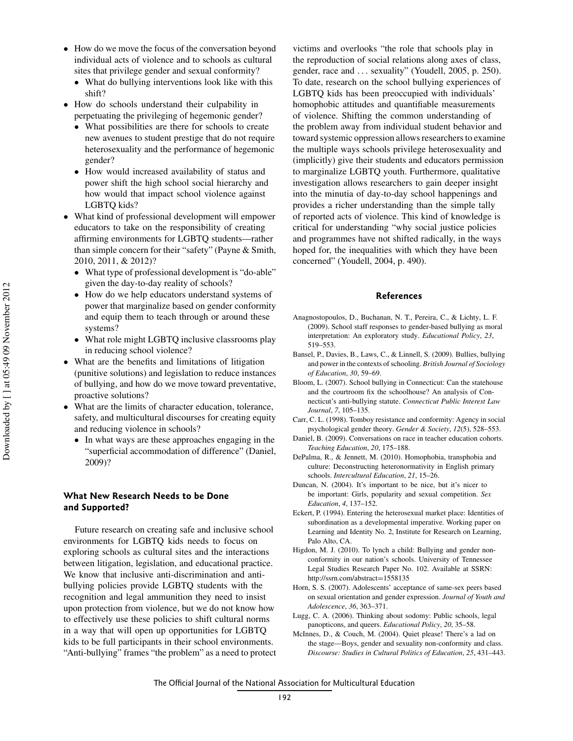- How do we move the focus of the conversation beyond individual acts of violence and to schools as cultural sites that privilege gender and sexual conformity?
  - What do bullying interventions look like with this shift?
- How do schools understand their culpability in perpetuating the privileging of hegemonic gender?
  - What possibilities are there for schools to create new avenues to student prestige that do not require heterosexuality and the performance of hegemonic gender?
  - How would increased availability of status and power shift the high school social hierarchy and how would that impact school violence against LGBTQ kids?
- What kind of professional development will empower educators to take on the responsibility of creating affirming environments for LGBTQ students—rather than simple concern for their "safety" (Payne & Smith, 2010, 2011, & 2012)?
  - What type of professional development is "do-able" given the day-to-day reality of schools?
  - How do we help educators understand systems of power that marginalize based on gender conformity and equip them to teach through or around these systems?
  - What role might LGBTQ inclusive classrooms play in reducing school violence?
- What are the benefits and limitations of litigation (punitive solutions) and legislation to reduce instances of bullying, and how do we move toward preventative, proactive solutions?
- What are the limits of character education, tolerance, safety, and multicultural discourses for creating equity and reducing violence in schools?
  - In what ways are these approaches engaging in the "superficial accommodation of difference" (Daniel, 2009)?

### What New Research Needs to be Done and Supported?

Future research on creating safe and inclusive school environments for LGBTQ kids needs to focus on exploring schools as cultural sites and the interactions between litigation, legislation, and educational practice. We know that inclusive anti-discrimination and anti-bullying policies provide LGBTQ students with the recognition and legal ammunition they need to insist upon protection from violence, but we do not know how to effectively use these policies to shift cultural norms in a way that will open up opportunities for LGBTQ kids to be full participants in their school environments. "Anti-bullying" frames "the problem" as a need to protect victims and overlooks "the role that schools play in the reproduction of social relations along axes of class, gender, race and ... sexuality" (Youdell, 2005, p. 250). To date, research on the school bullying experiences of LGBTQ kids has been preoccupied with individuals' homophobic attitudes and quantifiable measurements of violence. Shifting the common understanding of the problem away from individual student behavior and toward systemic oppression allows researchers to examine the multiple ways schools privilege heterosexuality and (implicitly) give their students and educators permission to marginalize LGBTQ youth. Furthermore, qualitative investigation allows researchers to gain deeper insight into the minutia of day-to-day school happenings and provides a richer understanding than the simple tally of reported acts of violence. This kind of knowledge is critical for understanding "why social justice policies and programmes have not shifted radically, in the ways hoped for, the inequalities with which they have been concerned" (Youdell, 2004, p. 490).

## References

Anagnostopoulos, D., Buchanan, N. T., Pereira, C., & Lichty, L. F. (2009). School staff responses to gender-based bullying as moral interpretation: An exploratory study. *Educational Policy*, *23*, 519–553.

Bansel, P., Davies, B., Laws, C., & Linnell, S. (2009). Bullies, bullying and power in the contexts of schooling. *British Journal of Sociology of Education*, *30*, 59–69.

Bloom, L. (2007). School bullying in Connecticut: Can the statehouse and the courtroom fix the schoolhouse? An analysis of Connecticut's anti-bullying statute. *Connecticut Public Interest Law Journal*, *7*, 105–135.

Carr, C. L. (1998). Tomboy resistance and conformity: Agency in social psychological gender theory. *Gender & Society*, *12*(5), 528–553.

Daniel, B. (2009). Conversations on race in teacher education cohorts. *Teaching Education*, *20*, 175–188.

DePalma, R., & Jennett, M. (2010). Homophobia, transphobia and culture: Deconstructing heteronormativity in English primary schools. *Intercultural Education*, *21*, 15–26.

Duncan, N. (2004). It's important to be nice, but it's nicer to be important: Girls, popularity and sexual competition. *Sex Education*, *4*, 137–152.

Eckert, P. (1994). Entering the heterosexual market place: Identities of subordination as a developmental imperative. Working paper on Learning and Identity No. 2, Institute for Research on Learning, Palo Alto, CA.

Higdon, M. J. (2010). To lynch a child: Bullying and gender nonconformity in our nation's schools. University of Tennessee Legal Studies Research Paper No. 102. Available at SSRN: http://ssrn.com/abstract=1558135

Horn, S. S. (2007). Adolescents' acceptance of same-sex peers based on sexual orientation and gender expression. *Journal of Youth and Adolescence*, *36*, 363–371.

Lugg, C. A. (2006). Thinking about sodomy: Public schools, legal panopticons, and queers. *Educational Policy*, *20*, 35–58.

McInnes, D., & Couch, M. (2004). Quiet please! There's a lad on the stage—Boys, gender and sexuality non-conformity and class. *Discourse: Studies in Cultural Politics of Education*, *25*, 431–443.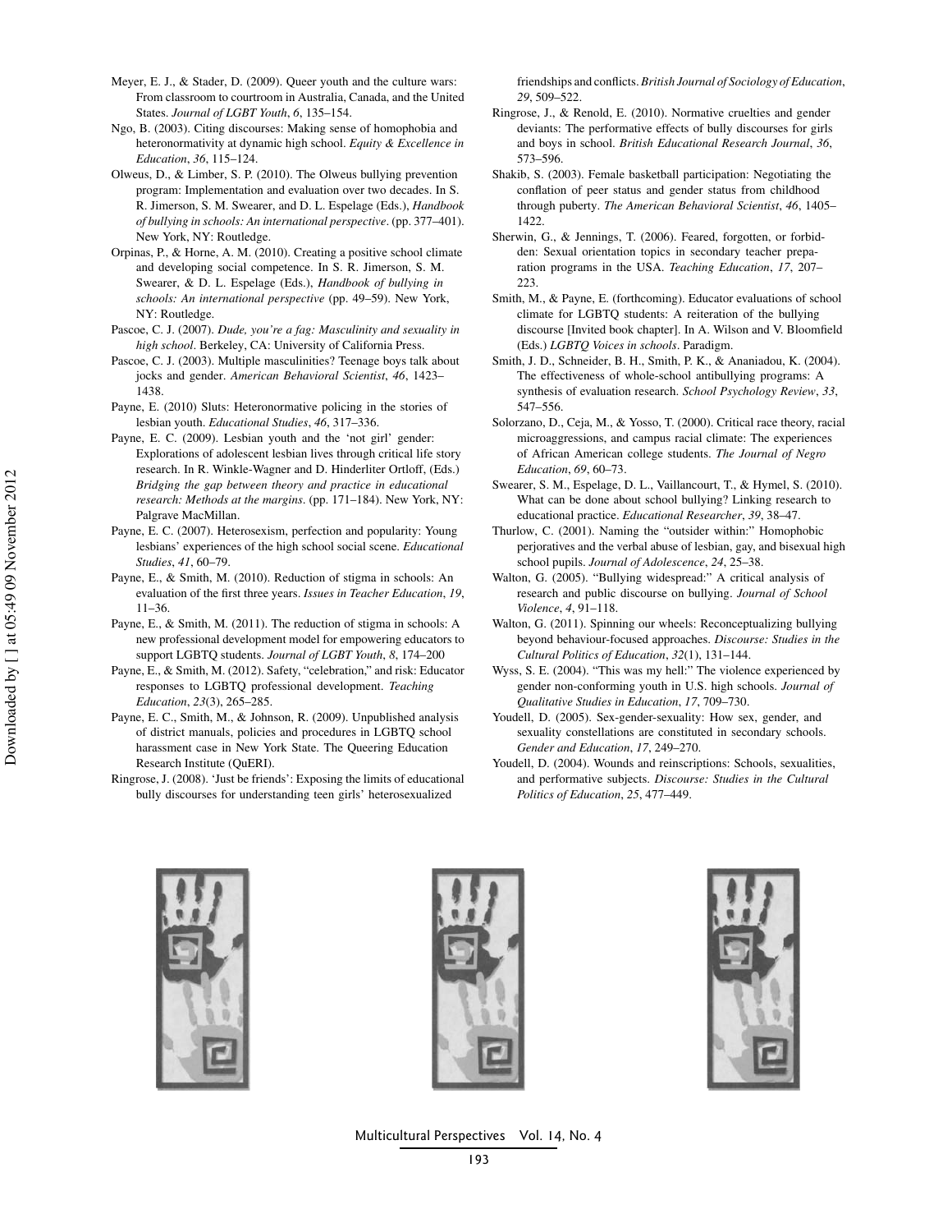Meyer, E. J., & Stader, D. (2009). Queer youth and the culture wars: From classroom to courtroom in Australia, Canada, and the United States. *Journal of LGBT Youth*, *6*, 135–154.

Ngo, B. (2003). Citing discourses: Making sense of homophobia and heteronormativity at dynamic high school. *Equity & Excellence in Education*, *36*, 115–124.

Olweus, D., & Limber, S. P. (2010). The Olweus bullying prevention program: Implementation and evaluation over two decades. In S. R. Jimerson, S. M. Swearer, and D. L. Espelage (Eds.), *Handbook of bullying in schools: An international perspective*. (pp. 377–401). New York, NY: Routledge.

Orpinas, P., & Horne, A. M. (2010). Creating a positive school climate and developing social competence. In S. R. Jimerson, S. M. Swearer, & D. L. Espelage (Eds.), *Handbook of bullying in schools: An international perspective* (pp. 49–59). New York, NY: Routledge.

Pascoe, C. J. (2007). *Dude, you're a fag: Masculinity and sexuality in high school*. Berkeley, CA: University of California Press.

Pascoe, C. J. (2003). Multiple masculinities? Teenage boys talk about jocks and gender. *American Behavioral Scientist*, *46*, 1423–1438.

Payne, E. (2010) Sluts: Heteronormative policing in the stories of lesbian youth. *Educational Studies*, *46*, 317–336.

Payne, E. C. (2009). Lesbian youth and the 'not girl' gender: Explorations of adolescent lesbian lives through critical life story research. In R. Winkle-Wagner and D. Hinderliter Ortloff, (Eds.) *Bridging the gap between theory and practice in educational research: Methods at the margins*. (pp. 171–184). New York, NY: Palgrave MacMillan.

Payne, E. C. (2007). Heterosexism, perfection and popularity: Young lesbians' experiences of the high school social scene. *Educational Studies*, *41*, 60–79.

Payne, E., & Smith, M. (2010). Reduction of stigma in schools: An evaluation of the first three years. *Issues in Teacher Education*, *19*, 11–36.

Payne, E., & Smith, M. (2011). The reduction of stigma in schools: A new professional development model for empowering educators to support LGBTQ students. *Journal of LGBT Youth*, *8*, 174–200

Payne, E., & Smith, M. (2012). Safety, "celebration," and risk: Educator responses to LGBTQ professional development. *Teaching Education*, *23*(3), 265–285.

Payne, E. C., Smith, M., & Johnson, R. (2009). Unpublished analysis of district manuals, policies and procedures in LGBTQ school harassment case in New York State. The Queering Education Research Institute (QuERI).

Ringrose, J. (2008). 'Just be friends': Exposing the limits of educational bully discourses for understanding teen girls' heterosexualized friendships and conflicts. *British Journal of Sociology of Education*, *29*, 509–522.

Ringrose, J., & Renold, E. (2010). Normative cruelties and gender deviants: The performative effects of bully discourses for girls and boys in school. *British Educational Research Journal*, *36*, 573–596.

Shakib, S. (2003). Female basketball participation: Negotiating the conflation of peer status and gender status from childhood through puberty. *The American Behavioral Scientist*, *46*, 1405–1422.

Sherwin, G., & Jennings, T. (2006). Feared, forgotten, or forbidden: Sexual orientation topics in secondary teacher preparation programs in the USA. *Teaching Education*, *17*, 207–223.

Smith, M., & Payne, E. (forthcoming). Educator evaluations of school climate for LGBTQ students: A reiteration of the bullying discourse [Invited book chapter]. In A. Wilson and V. Bloomfield (Eds.) *LGBTQ Voices in schools*. Paradigm.

Smith, J. D., Schneider, B. H., Smith, P. K., & Ananiadou, K. (2004). The effectiveness of whole-school antibullying programs: A synthesis of evaluation research. *School Psychology Review*, *33*, 547–556.

Solorzano, D., Ceja, M., & Yosso, T. (2000). Critical race theory, racial microaggressions, and campus racial climate: The experiences of African American college students. *The Journal of Negro Education*, *69*, 60–73.

Swearer, S. M., Espelage, D. L., Vaillancourt, T., & Hymel, S. (2010). What can be done about school bullying? Linking research to educational practice. *Educational Researcher*, *39*, 38–47.

Thurlow, C. (2001). Naming the "outsider within:" Homophobic perjoratives and the verbal abuse of lesbian, gay, and bisexual high school pupils. *Journal of Adolescence*, *24*, 25–38.

Walton, G. (2005). "Bullying widespread:" A critical analysis of research and public discourse on bullying. *Journal of School Violence*, *4*, 91–118.

Walton, G. (2011). Spinning our wheels: Reconceptualizing bullying beyond behaviour-focused approaches. *Discourse: Studies in the Cultural Politics of Education*, *32*(1), 131–144.

Wyss, S. E. (2004). "This was my hell:" The violence experienced by gender non-conforming youth in U.S. high schools. *Journal of Qualitative Studies in Education*, *17*, 709–730.

Youdell, D. (2005). Sex-gender-sexuality: How sex, gender, and sexuality constellations are constituted in secondary schools. *Gender and Education*, *17*, 249–270.

Youdell, D. (2004). Wounds and reinscriptions: Schools, sexualities, and performative subjects. *Discourse: Studies in the Cultural Politics of Education*, *25*, 477–449.